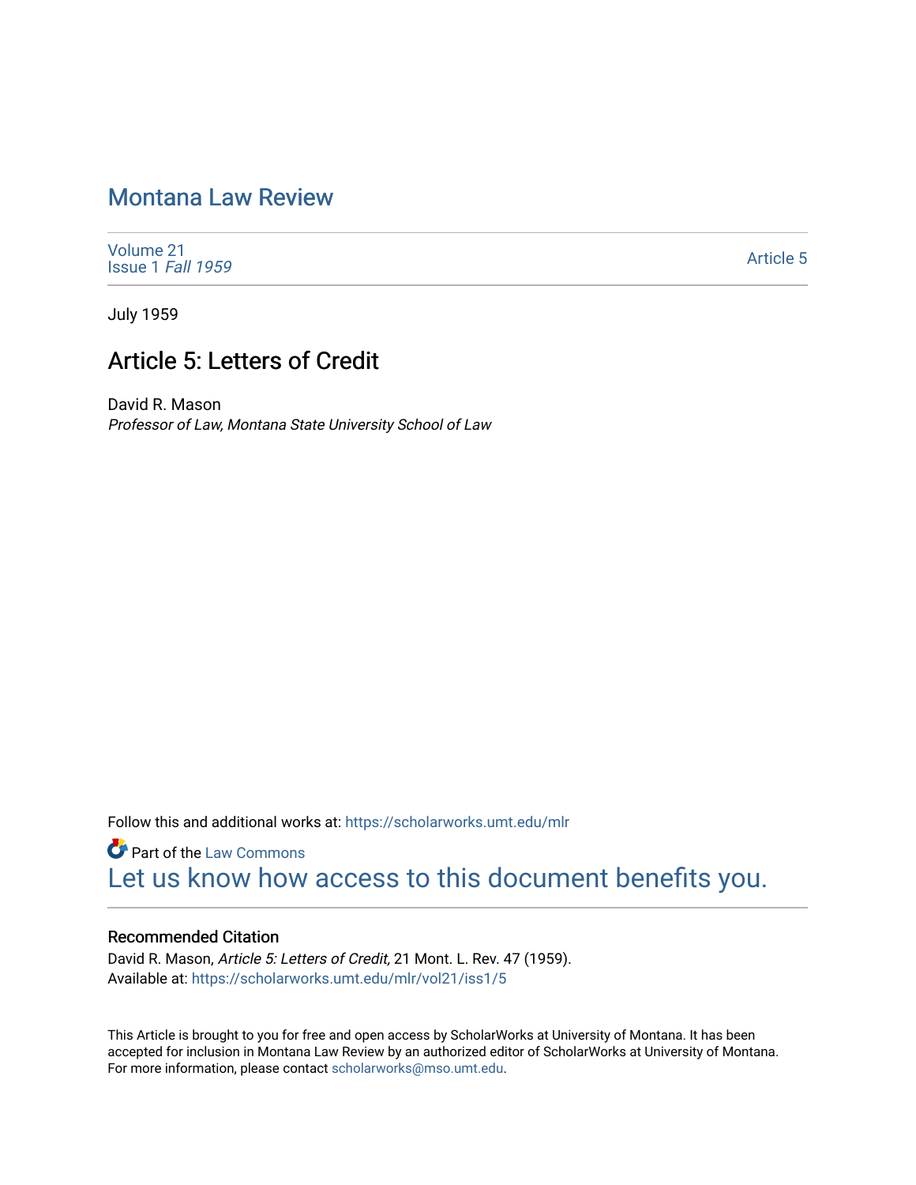# Montana Law Review

Volume 21
Issue 1 *Fall 1959*

Article 5

July 1959

## Article 5: Letters of Credit

David R. Mason
*Professor of Law, Montana State University School of Law*

Follow this and additional works at: https://scholarworks.umt.edu/mlr

Part of the Law Commons

Let us know how access to this document benefits you.

### Recommended Citation

David R. Mason, *Article 5: Letters of Credit,* 21 Mont. L. Rev. 47 (1959).
Available at: https://scholarworks.umt.edu/mlr/vol21/iss1/5

This Article is brought to you for free and open access by ScholarWorks at University of Montana. It has been accepted for inclusion in Montana Law Review by an authorized editor of ScholarWorks at University of Montana. For more information, please contact scholarworks@mso.umt.edu.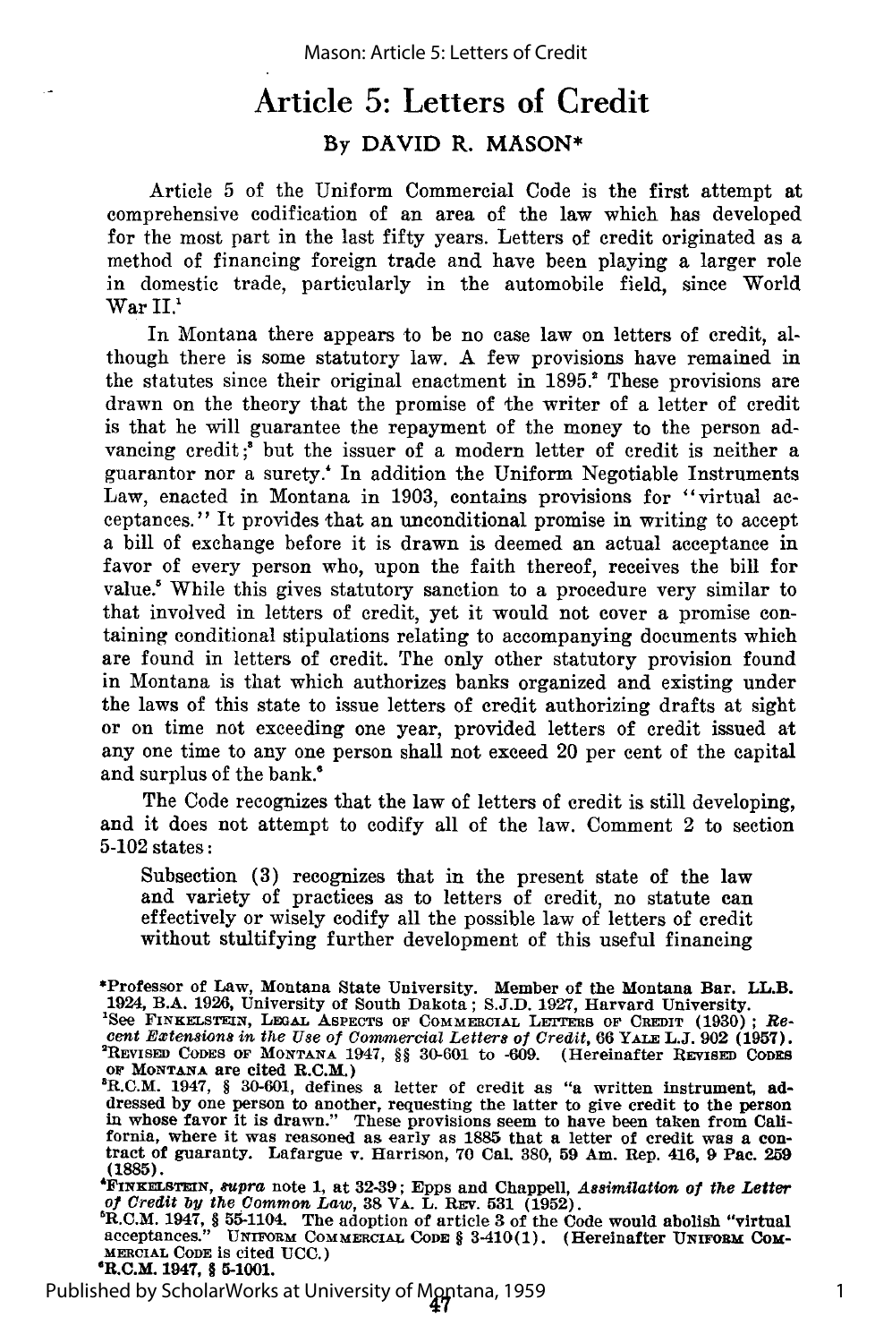# Article 5: Letters of Credit

By DAVID R. MASON*

Article 5 of the Uniform Commercial Code is the first attempt at comprehensive codification of an area of the law which has developed for the most part in the last fifty years. Letters of credit originated as a method of financing foreign trade and have been playing a larger role in domestic trade, particularly in the automobile field, since World War II.[1]

In Montana there appears to be no case law on letters of credit, although there is some statutory law. A few provisions have remained in the statutes since their original enactment in 1895.[2] These provisions are drawn on the theory that the promise of the writer of a letter of credit is that he will guarantee the repayment of the money to the person advancing credit;[3] but the issuer of a modern letter of credit is neither a guarantor nor a surety.[4] In addition the Uniform Negotiable Instruments Law, enacted in Montana in 1903, contains provisions for "virtual acceptances." It provides that an unconditional promise in writing to accept a bill of exchange before it is drawn is deemed an actual acceptance in favor of every person who, upon the faith thereof, receives the bill for value.[5] While this gives statutory sanction to a procedure very similar to that involved in letters of credit, yet it would not cover a promise containing conditional stipulations relating to accompanying documents which are found in letters of credit. The only other statutory provision found in Montana is that which authorizes banks organized and existing under the laws of this state to issue letters of credit authorizing drafts at sight or on time not exceeding one year, provided letters of credit issued at any one time to any one person shall not exceed 20 per cent of the capital and surplus of the bank.[6]

The Code recognizes that the law of letters of credit is still developing, and it does not attempt to codify all of the law. Comment 2 to section 5-102 states:

> Subsection (3) recognizes that in the present state of the law and variety of practices as to letters of credit, no statute can effectively or wisely codify all the possible law of letters of credit without stultifying further development of this useful financing

---

*Professor of Law, Montana State University. Member of the Montana Bar. LL.B. 1924, B.A. 1926, University of South Dakota; S.J.D. 1927, Harvard University.

[1]See FINKELSTEIN, LEGAL ASPECTS OF COMMERCIAL LETTERS OF CREDIT (1930); *Recent Extensions in the Use of Commercial Letters of Credit*, 66 YALE L.J. 902 (1957).

[2]REVISED CODES OF MONTANA 1947, §§ 30-601 to -609. (Hereinafter REVISED CODES OF MONTANA are cited R.C.M.)

[3]R.C.M. 1947, § 30-601, defines a letter of credit as "a written instrument, addressed by one person to another, requesting the latter to give credit to the person in whose favor it is drawn." These provisions seem to have been taken from California, where it was reasoned as early as 1885 that a letter of credit was a contract of guaranty. Lafargue v. Harrison, 70 Cal. 380, 59 Am. Rep. 416, 9 Pac. 259 (1885).

[4]FINKELSTEIN, *supra* note 1, at 32-39; Epps and Chappell, *Assimilation of the Letter of Credit by the Common Law*, 38 VA. L. REV. 531 (1952).

[5]R.C.M. 1947, § 55-1104. The adoption of article 3 of the Code would abolish "virtual acceptances." UNIFORM COMMERCIAL CODE § 3-410(1). (Hereinafter UNIFORM COMMERCIAL CODE is cited UCC.)

[6]R.C.M. 1947, § 5-1001.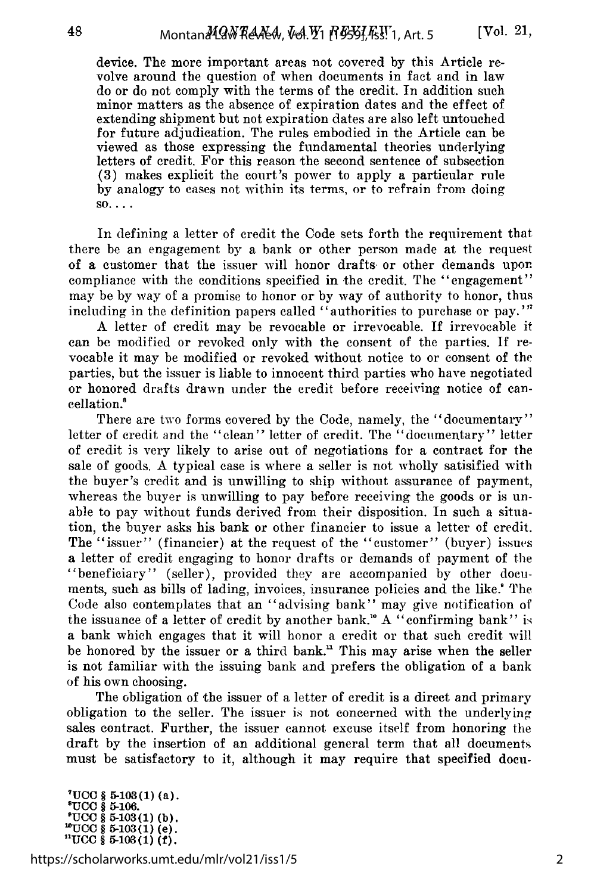device. The more important areas not covered by this Article revolve around the question of when documents in fact and in law do or do not comply with the terms of the credit. In addition such minor matters as the absence of expiration dates and the effect of extending shipment but not expiration dates are also left untouched for future adjudication. The rules embodied in the Article can be viewed as those expressing the fundamental theories underlying letters of credit. For this reason the second sentence of subsection (3) makes explicit the court's power to apply a particular rule by analogy to cases not within its terms, or to refrain from doing so. . . .

In defining a letter of credit the Code sets forth the requirement that there be an engagement by a bank or other person made at the request of a customer that the issuer will honor drafts or other demands upon compliance with the conditions specified in the credit. The "engagement" may be by way of a promise to honor or by way of authority to honor, thus including in the definition papers called "authorities to purchase or pay."[7]

A letter of credit may be revocable or irrevocable. If irrevocable it can be modified or revoked only with the consent of the parties. If revocable it may be modified or revoked without notice to or consent of the parties, but the issuer is liable to innocent third parties who have negotiated or honored drafts drawn under the credit before receiving notice of cancellation.[8]

There are two forms covered by the Code, namely, the "documentary" letter of credit and the "clean" letter of credit. The "documentary" letter of credit is very likely to arise out of negotiations for a contract for the sale of goods. A typical case is where a seller is not wholly satisified with the buyer's credit and is unwilling to ship without assurance of payment, whereas the buyer is unwilling to pay before receiving the goods or is unable to pay without funds derived from their disposition. In such a situation, the buyer asks his bank or other financier to issue a letter of credit. The "issuer" (financier) at the request of the "customer" (buyer) issues a letter of credit engaging to honor drafts or demands of payment of the "beneficiary" (seller), provided they are accompanied by other documents, such as bills of lading, invoices, insurance policies and the like.[9] The Code also contemplates that an "advising bank" may give notification of the issuance of a letter of credit by another bank.[10] A "confirming bank" is a bank which engages that it will honor a credit or that such credit will be honored by the issuer or a third bank.[11] This may arise when the seller is not familiar with the issuing bank and prefers the obligation of a bank of his own choosing.

The obligation of the issuer of a letter of credit is a direct and primary obligation to the seller. The issuer is not concerned with the underlying sales contract. Further, the issuer cannot excuse itself from honoring the draft by the insertion of an additional general term that all documents must be satisfactory to it, although it may require that specified docu-

[7]UCC § 5-103(1) (a).
[8]UCC § 5-106.
[9]UCC § 5-103(1) (b).
[10]UCC § 5-103(1) (e).
[11]UCC § 5-103(1) (f).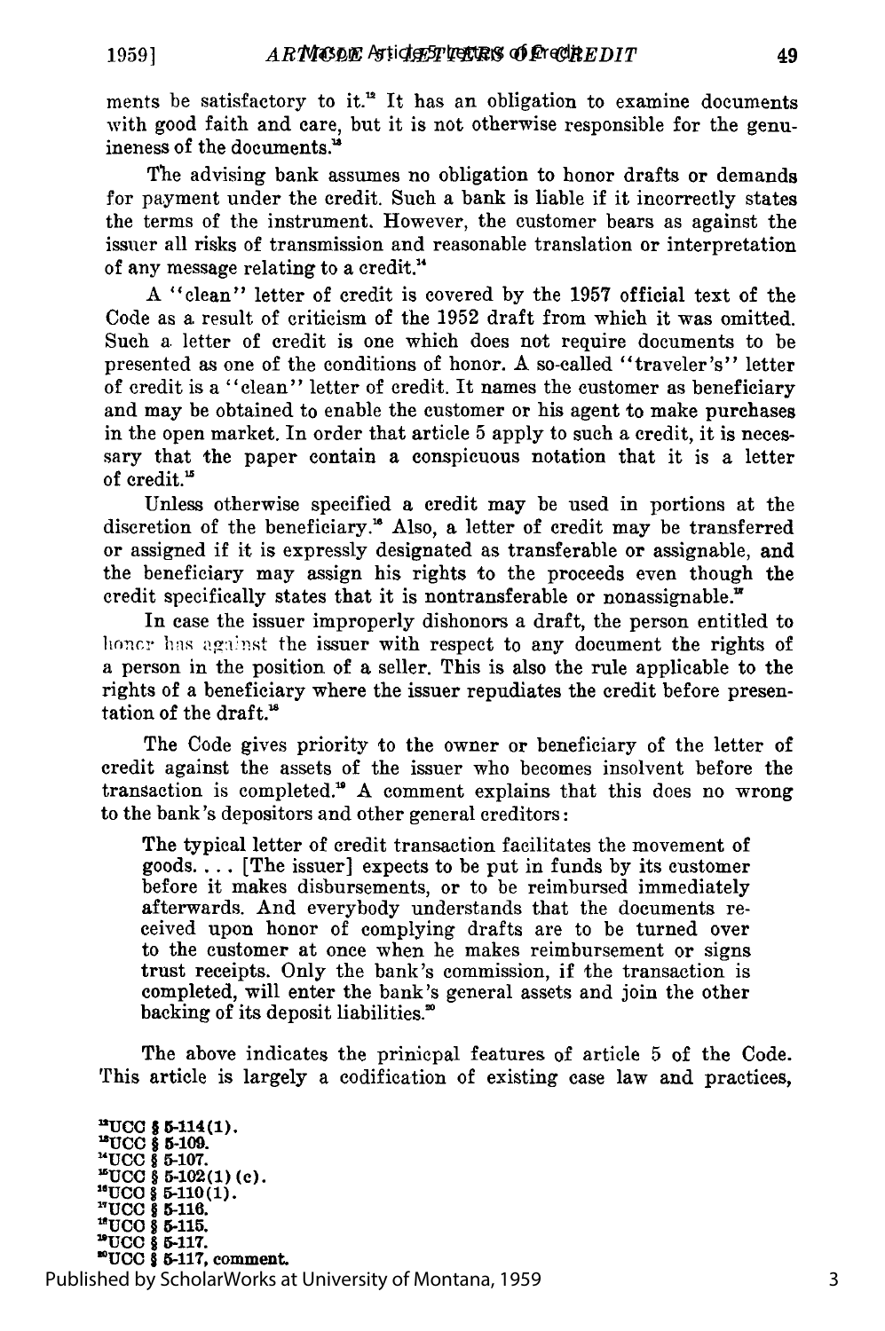ments be satisfactory to it.[12] It has an obligation to examine documents with good faith and care, but it is not otherwise responsible for the genuineness of the documents.[13]

The advising bank assumes no obligation to honor drafts or demands for payment under the credit. Such a bank is liable if it incorrectly states the terms of the instrument. However, the customer bears as against the issuer all risks of transmission and reasonable translation or interpretation of any message relating to a credit.[14]

A "clean" letter of credit is covered by the 1957 official text of the Code as a result of criticism of the 1952 draft from which it was omitted. Such a letter of credit is one which does not require documents to be presented as one of the conditions of honor. A so-called "traveler's" letter of credit is a "clean" letter of credit. It names the customer as beneficiary and may be obtained to enable the customer or his agent to make purchases in the open market. In order that article 5 apply to such a credit, it is necessary that the paper contain a conspicuous notation that it is a letter of credit.[15]

Unless otherwise specified a credit may be used in portions at the discretion of the beneficiary.[16] Also, a letter of credit may be transferred or assigned if it is expressly designated as transferable or assignable, and the beneficiary may assign his rights to the proceeds even though the credit specifically states that it is nontransferable or nonassignable.[17]

In case the issuer improperly dishonors a draft, the person entitled to honor has against the issuer with respect to any document the rights of a person in the position of a seller. This is also the rule applicable to the rights of a beneficiary where the issuer repudiates the credit before presentation of the draft.[18]

The Code gives priority to the owner or beneficiary of the letter of credit against the assets of the issuer who becomes insolvent before the transaction is completed.[19] A comment explains that this does no wrong to the bank's depositors and other general creditors:

> The typical letter of credit transaction facilitates the movement of goods. . . . [The issuer] expects to be put in funds by its customer before it makes disbursements, or to be reimbursed immediately afterwards. And everybody understands that the documents received upon honor of complying drafts are to be turned over to the customer at once when he makes reimbursement or signs trust receipts. Only the bank's commission, if the transaction is completed, will enter the bank's general assets and join the other backing of its deposit liabilities.[20]

The above indicates the prinicpal features of article 5 of the Code. This article is largely a codification of existing case law and practices,

[12] UCC § 5-114(1).
[13] UCC § 5-109.
[14] UCC § 5-107.
[15] UCC § 5-102(1)(c).
[16] UCC § 5-110(1).
[17] UCC § 5-116.
[18] UCC § 5-115.
[19] UCC § 5-117.
[20] UCC § 5-117, comment.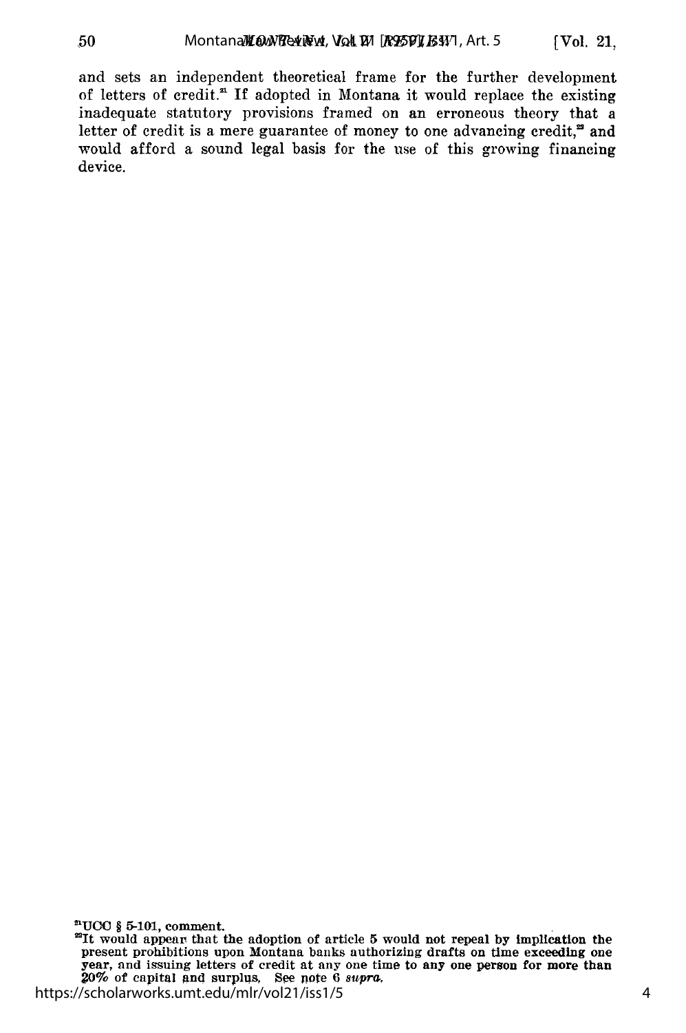and sets an independent theoretical frame for the further development of letters of credit.[21] If adopted in Montana it would replace the existing inadequate statutory provisions framed on an erroneous theory that a letter of credit is a mere guarantee of money to one advancing credit,[22] and would afford a sound legal basis for the use of this growing financing device.

[21]UCC § 5-101, comment.

[22]It would appear that the adoption of article 5 would not repeal by implication the present prohibitions upon Montana banks authorizing drafts on time exceeding one year, and issuing letters of credit at any one time to any one person for more than 20% of capital and surplus. See note 6 *supra*.